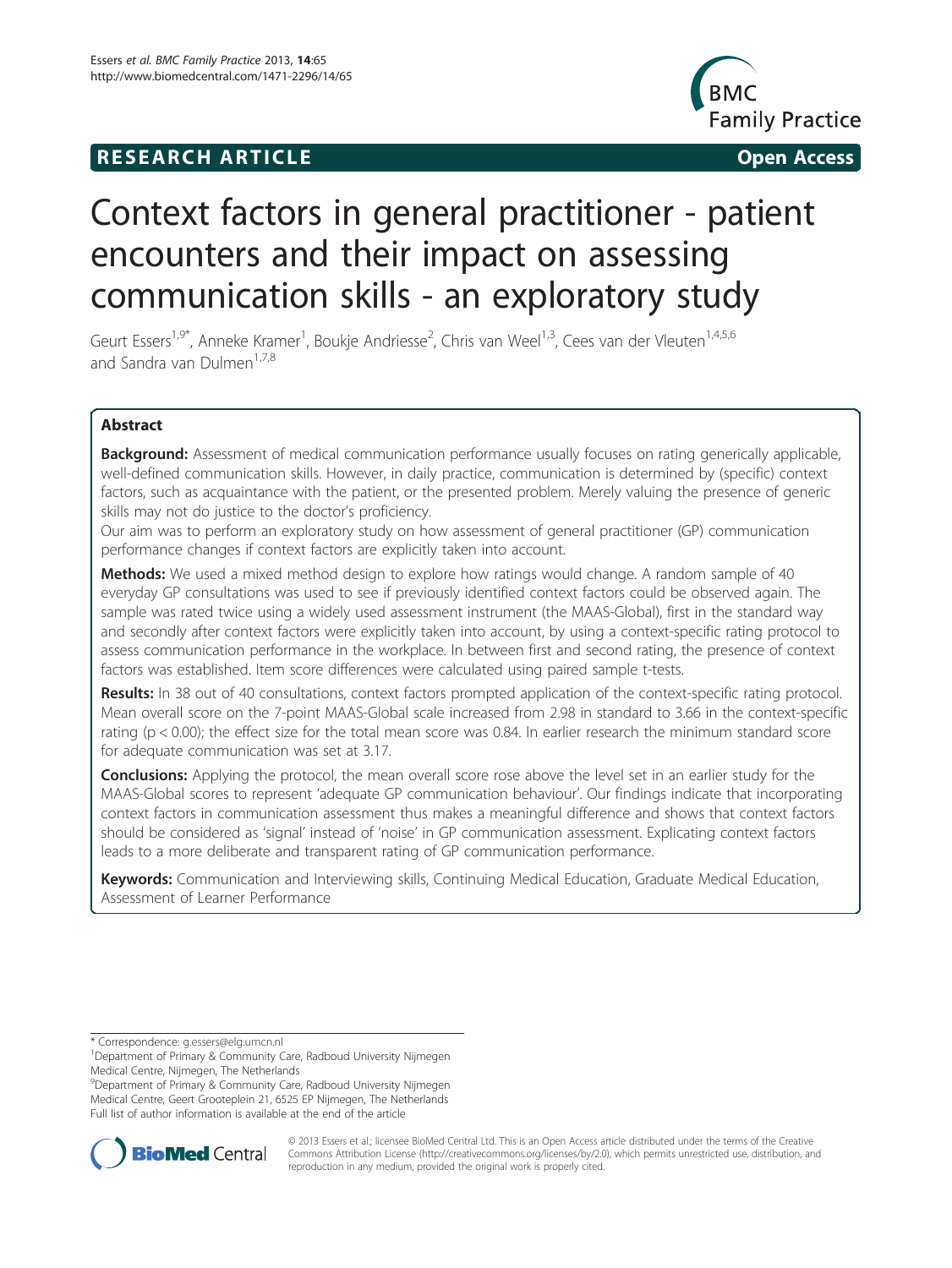RESEARCH ARTICLE Open Access

# Context factors in general practitioner - patient encounters and their impact on assessing communication skills - an exploratory study

Geurt Essers[1,9*], Anneke Kramer[1], Boukje Andriesse[2], Chris van Weel[1,3], Cees van der Vleuten[1,4,5,6] and Sandra van Dulmen[1,7,8]

## Abstract

**Background:** Assessment of medical communication performance usually focuses on rating generically applicable, well-defined communication skills. However, in daily practice, communication is determined by (specific) context factors, such as acquaintance with the patient, or the presented problem. Merely valuing the presence of generic skills may not do justice to the doctor's proficiency.

Our aim was to perform an exploratory study on how assessment of general practitioner (GP) communication performance changes if context factors are explicitly taken into account.

**Methods:** We used a mixed method design to explore how ratings would change. A random sample of 40 everyday GP consultations was used to see if previously identified context factors could be observed again. The sample was rated twice using a widely used assessment instrument (the MAAS-Global), first in the standard way and secondly after context factors were explicitly taken into account, by using a context-specific rating protocol to assess communication performance in the workplace. In between first and second rating, the presence of context factors was established. Item score differences were calculated using paired sample t-tests.

**Results:** In 38 out of 40 consultations, context factors prompted application of the context-specific rating protocol. Mean overall score on the 7-point MAAS-Global scale increased from 2.98 in standard to 3.66 in the context-specific rating ($p < 0.00$); the effect size for the total mean score was 0.84. In earlier research the minimum standard score for adequate communication was set at 3.17.

**Conclusions:** Applying the protocol, the mean overall score rose above the level set in an earlier study for the MAAS-Global scores to represent 'adequate GP communication behaviour'. Our findings indicate that incorporating context factors in communication assessment thus makes a meaningful difference and shows that context factors should be considered as 'signal' instead of 'noise' in GP communication assessment. Explicating context factors leads to a more deliberate and transparent rating of GP communication performance.

**Keywords:** Communication and Interviewing skills, Continuing Medical Education, Graduate Medical Education, Assessment of Learner Performance

---

* Correspondence: g.essers@elg.umcn.nl
[1]Department of Primary & Community Care, Radboud University Nijmegen Medical Centre, Nijmegen, The Netherlands
[9]Department of Primary & Community Care, Radboud University Nijmegen Medical Centre, Geert Grooteplein 21, 6525 EP Nijmegen, The Netherlands
Full list of author information is available at the end of the article

© 2013 Essers et al.; licensee BioMed Central Ltd. This is an Open Access article distributed under the terms of the Creative Commons Attribution License (http://creativecommons.org/licenses/by/2.0), which permits unrestricted use, distribution, and reproduction in any medium, provided the original work is properly cited.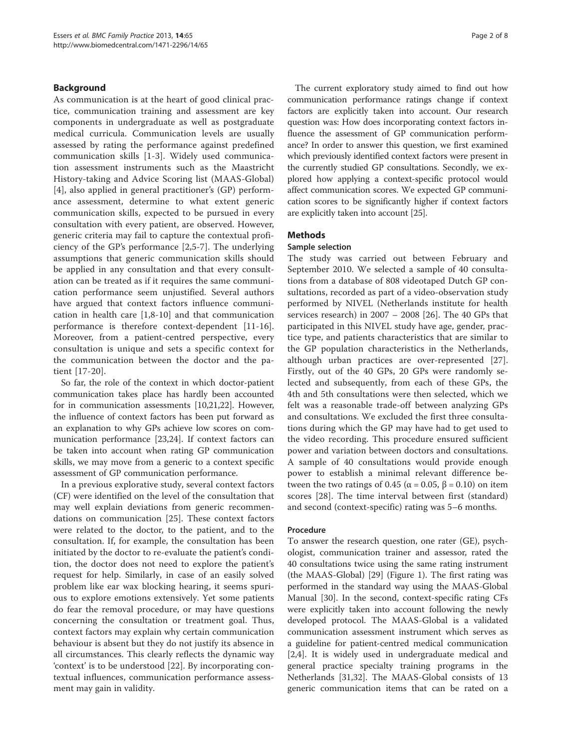## Background

As communication is at the heart of good clinical practice, communication training and assessment are key components in undergraduate as well as postgraduate medical curricula. Communication levels are usually assessed by rating the performance against predefined communication skills [1-3]. Widely used communication assessment instruments such as the Maastricht History-taking and Advice Scoring list (MAAS-Global) [4], also applied in general practitioner's (GP) performance assessment, determine to what extent generic communication skills, expected to be pursued in every consultation with every patient, are observed. However, generic criteria may fail to capture the contextual proficiency of the GP's performance [2,5-7]. The underlying assumptions that generic communication skills should be applied in any consultation and that every consultation can be treated as if it requires the same communication performance seem unjustified. Several authors have argued that context factors influence communication in health care [1,8-10] and that communication performance is therefore context-dependent [11-16]. Moreover, from a patient-centred perspective, every consultation is unique and sets a specific context for the communication between the doctor and the patient [17-20].

So far, the role of the context in which doctor-patient communication takes place has hardly been accounted for in communication assessments [10,21,22]. However, the influence of context factors has been put forward as an explanation to why GPs achieve low scores on communication performance [23,24]. If context factors can be taken into account when rating GP communication skills, we may move from a generic to a context specific assessment of GP communication performance.

In a previous explorative study, several context factors (CF) were identified on the level of the consultation that may well explain deviations from generic recommendations on communication [25]. These context factors were related to the doctor, to the patient, and to the consultation. If, for example, the consultation has been initiated by the doctor to re-evaluate the patient's condition, the doctor does not need to explore the patient's request for help. Similarly, in case of an easily solved problem like ear wax blocking hearing, it seems spurious to explore emotions extensively. Yet some patients do fear the removal procedure, or may have questions concerning the consultation or treatment goal. Thus, context factors may explain why certain communication behaviour is absent but they do not justify its absence in all circumstances. This clearly reflects the dynamic way 'context' is to be understood [22]. By incorporating contextual influences, communication performance assessment may gain in validity.

The current exploratory study aimed to find out how communication performance ratings change if context factors are explicitly taken into account. Our research question was: How does incorporating context factors influence the assessment of GP communication performance? In order to answer this question, we first examined which previously identified context factors were present in the currently studied GP consultations. Secondly, we explored how applying a context-specific protocol would affect communication scores. We expected GP communication scores to be significantly higher if context factors are explicitly taken into account [25].

## Methods

### Sample selection

The study was carried out between February and September 2010. We selected a sample of 40 consultations from a database of 808 videotaped Dutch GP consultations, recorded as part of a video-observation study performed by NIVEL (Netherlands institute for health services research) in 2007 – 2008 [26]. The 40 GPs that participated in this NIVEL study have age, gender, practice type, and patients characteristics that are similar to the GP population characteristics in the Netherlands, although urban practices are over-represented [27]. Firstly, out of the 40 GPs, 20 GPs were randomly selected and subsequently, from each of these GPs, the 4th and 5th consultations were then selected, which we felt was a reasonable trade-off between analyzing GPs and consultations. We excluded the first three consultations during which the GP may have had to get used to the video recording. This procedure ensured sufficient power and variation between doctors and consultations. A sample of 40 consultations would provide enough power to establish a minimal relevant difference between the two ratings of 0.45 ($\alpha = 0.05$, $\beta = 0.10$) on item scores [28]. The time interval between first (standard) and second (context-specific) rating was 5–6 months.

### Procedure

To answer the research question, one rater (GE), psychologist, communication trainer and assessor, rated the 40 consultations twice using the same rating instrument (the MAAS-Global) [29] (Figure 1). The first rating was performed in the standard way using the MAAS-Global Manual [30]. In the second, context-specific rating CFs were explicitly taken into account following the newly developed protocol. The MAAS-Global is a validated communication assessment instrument which serves as a guideline for patient-centred medical communication [2,4]. It is widely used in undergraduate medical and general practice specialty training programs in the Netherlands [31,32]. The MAAS-Global consists of 13 generic communication items that can be rated on a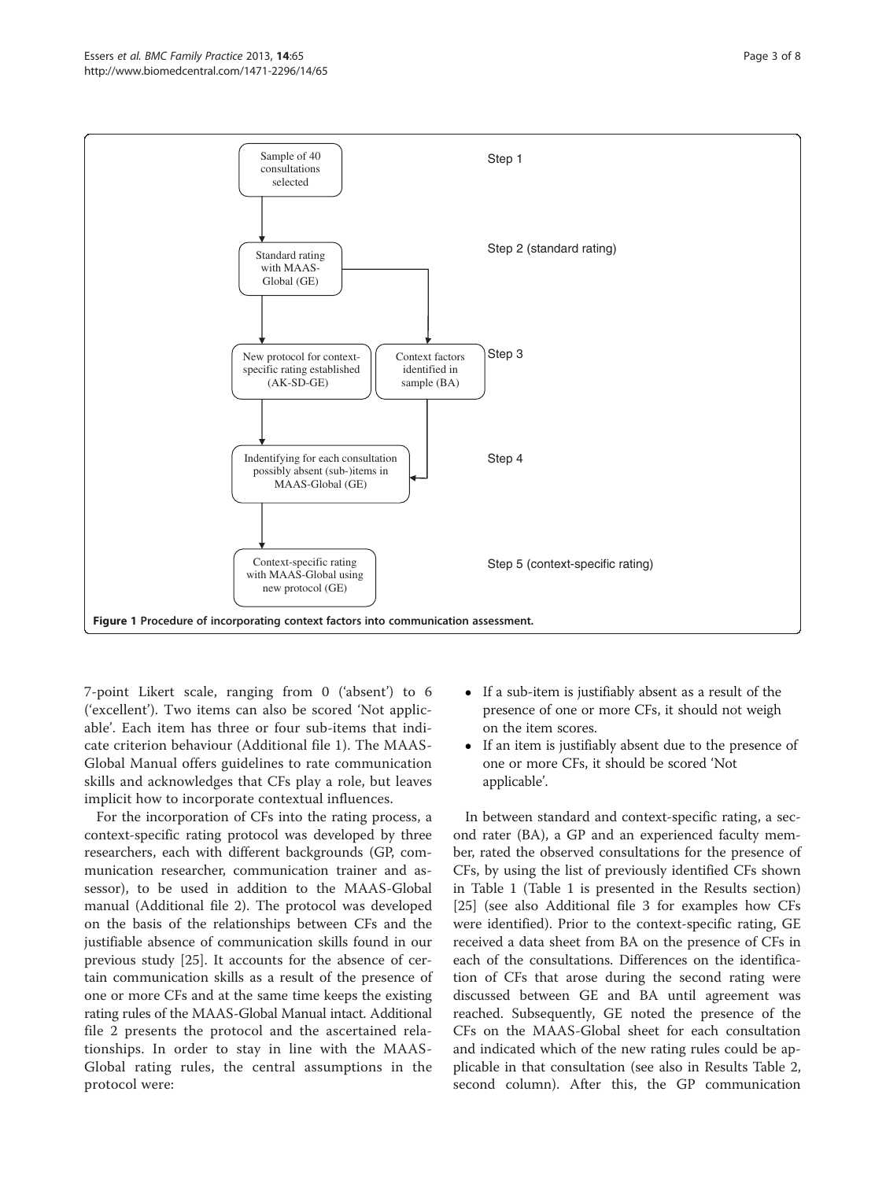Step 1: Sample of 40 consultations selected

Step 2 (standard rating): Standard rating with MAAS-Global (GE)

Step 3: New protocol for context-specific rating established (AK-SD-GE); Context factors identified in sample (BA)

Step 4: Indentifying for each consultation possibly absent (sub-)items in MAAS-Global (GE)

Step 5 (context-specific rating): Context-specific rating with MAAS-Global using new protocol (GE)

**Figure 1 Procedure of incorporating context factors into communication assessment.**

7-point Likert scale, ranging from 0 ('absent') to 6 ('excellent'). Two items can also be scored 'Not applicable'. Each item has three or four sub-items that indicate criterion behaviour (Additional file 1). The MAAS-Global Manual offers guidelines to rate communication skills and acknowledges that CFs play a role, but leaves implicit how to incorporate contextual influences.

For the incorporation of CFs into the rating process, a context-specific rating protocol was developed by three researchers, each with different backgrounds (GP, communication researcher, communication trainer and assessor), to be used in addition to the MAAS-Global manual (Additional file 2). The protocol was developed on the basis of the relationships between CFs and the justifiable absence of communication skills found in our previous study [25]. It accounts for the absence of certain communication skills as a result of the presence of one or more CFs and at the same time keeps the existing rating rules of the MAAS-Global Manual intact. Additional file 2 presents the protocol and the ascertained relationships. In order to stay in line with the MAAS-Global rating rules, the central assumptions in the protocol were:

- If a sub-item is justifiably absent as a result of the presence of one or more CFs, it should not weigh on the item scores.
- If an item is justifiably absent due to the presence of one or more CFs, it should be scored 'Not applicable'.

In between standard and context-specific rating, a second rater (BA), a GP and an experienced faculty member, rated the observed consultations for the presence of CFs, by using the list of previously identified CFs shown in Table 1 (Table 1 is presented in the Results section) [25] (see also Additional file 3 for examples how CFs were identified). Prior to the context-specific rating, GE received a data sheet from BA on the presence of CFs in each of the consultations. Differences on the identification of CFs that arose during the second rating were discussed between GE and BA until agreement was reached. Subsequently, GE noted the presence of the CFs on the MAAS-Global sheet for each consultation and indicated which of the new rating rules could be applicable in that consultation (see also in Results Table 2, second column). After this, the GP communication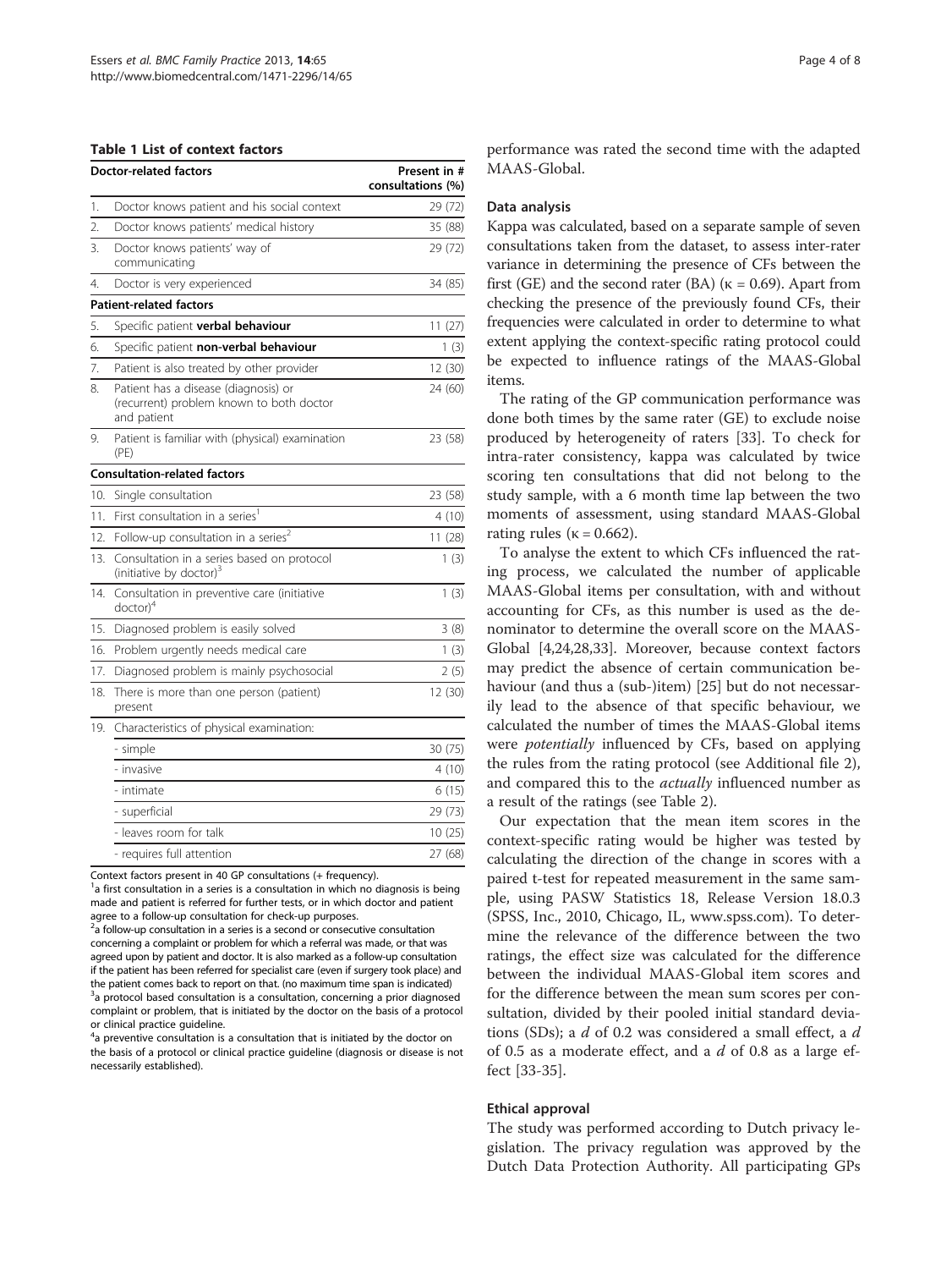**Table 1 List of context factors**

| Doctor-related factors | Present in # consultations (%) |
|---|---|
| 1. Doctor knows patient and his social context | 29 (72) |
| 2. Doctor knows patients' medical history | 35 (88) |
| 3. Doctor knows patients' way of communicating | 29 (72) |
| 4. Doctor is very experienced | 34 (85) |
| **Patient-related factors** | |
| 5. Specific patient **verbal behaviour** | 11 (27) |
| 6. Specific patient **non-verbal behaviour** | 1 (3) |
| 7. Patient is also treated by other provider | 12 (30) |
| 8. Patient has a disease (diagnosis) or (recurrent) problem known to both doctor and patient | 24 (60) |
| 9. Patient is familiar with (physical) examination (PE) | 23 (58) |
| **Consultation-related factors** | |
| 10. Single consultation | 23 (58) |
| 11. First consultation in a series[1] | 4 (10) |
| 12. Follow-up consultation in a series[2] | 11 (28) |
| 13. Consultation in a series based on protocol (initiative by doctor)[3] | 1 (3) |
| 14. Consultation in preventive care (initiative doctor)[4] | 1 (3) |
| 15. Diagnosed problem is easily solved | 3 (8) |
| 16. Problem urgently needs medical care | 1 (3) |
| 17. Diagnosed problem is mainly psychosocial | 2 (5) |
| 18. There is more than one person (patient) present | 12 (30) |
| 19. Characteristics of physical examination: | |
| - simple | 30 (75) |
| - invasive | 4 (10) |
| - intimate | 6 (15) |
| - superficial | 29 (73) |
| - leaves room for talk | 10 (25) |
| - requires full attention | 27 (68) |

Context factors present in 40 GP consultations (+ frequency).
[1]a first consultation in a series is a consultation in which no diagnosis is being made and patient is referred for further tests, or in which doctor and patient agree to a follow-up consultation for check-up purposes.
[2]a follow-up consultation in a series is a second or consecutive consultation concerning a complaint or problem for which a referral was made, or that was agreed upon by patient and doctor. It is also marked as a follow-up consultation if the patient has been referred for specialist care (even if surgery took place) and the patient comes back to report on that. (no maximum time span is indicated)
[3]a protocol based consultation is a consultation, concerning a prior diagnosed complaint or problem, that is initiated by the doctor on the basis of a protocol or clinical practice guideline.
[4]a preventive consultation is a consultation that is initiated by the doctor on the basis of a protocol or clinical practice guideline (diagnosis or disease is not necessarily established).

performance was rated the second time with the adapted MAAS-Global.

### Data analysis

Kappa was calculated, based on a separate sample of seven consultations taken from the dataset, to assess inter-rater variance in determining the presence of CFs between the first (GE) and the second rater (BA) ($\kappa = 0.69$). Apart from checking the presence of the previously found CFs, their frequencies were calculated in order to determine to what extent applying the context-specific rating protocol could be expected to influence ratings of the MAAS-Global items.

The rating of the GP communication performance was done both times by the same rater (GE) to exclude noise produced by heterogeneity of raters [33]. To check for intra-rater consistency, kappa was calculated by twice scoring ten consultations that did not belong to the study sample, with a 6 month time lap between the two moments of assessment, using standard MAAS-Global rating rules ($\kappa = 0.662$).

To analyse the extent to which CFs influenced the rating process, we calculated the number of applicable MAAS-Global items per consultation, with and without accounting for CFs, as this number is used as the denominator to determine the overall score on the MAAS-Global [4,24,28,33]. Moreover, because context factors may predict the absence of certain communication behaviour (and thus a (sub-)item) [25] but do not necessarily lead to the absence of that specific behaviour, we calculated the number of times the MAAS-Global items were *potentially* influenced by CFs, based on applying the rules from the rating protocol (see Additional file 2), and compared this to the *actually* influenced number as a result of the ratings (see Table 2).

Our expectation that the mean item scores in the context-specific rating would be higher was tested by calculating the direction of the change in scores with a paired t-test for repeated measurement in the same sample, using PASW Statistics 18, Release Version 18.0.3 (SPSS, Inc., 2010, Chicago, IL, www.spss.com). To determine the relevance of the difference between the two ratings, the effect size was calculated for the difference between the individual MAAS-Global item scores and for the difference between the mean sum scores per consultation, divided by their pooled initial standard deviations (SDs); a $d$ of 0.2 was considered a small effect, a $d$ of 0.5 as a moderate effect, and a $d$ of 0.8 as a large effect [33-35].

### Ethical approval

The study was performed according to Dutch privacy legislation. The privacy regulation was approved by the Dutch Data Protection Authority. All participating GPs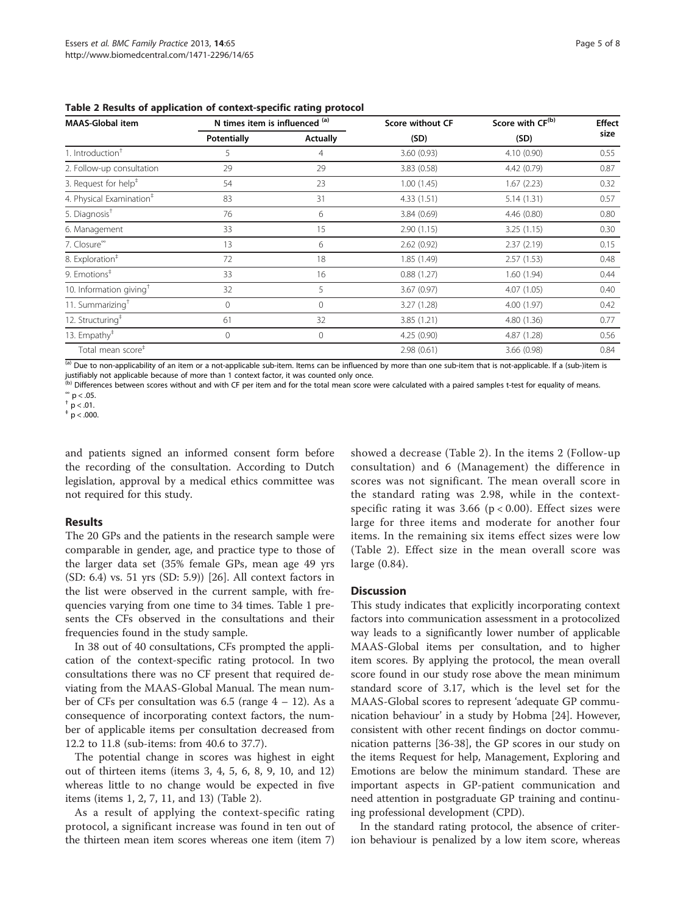**Table 2 Results of application of context-specific rating protocol**

| MAAS-Global item | N times item is influenced [(a)] | | Score without CF | Score with CF[(b)] | Effect size |
|---|---|---|---|---|---|
| | Potentially | Actually | (SD) | (SD) | |
| 1. Introduction[†] | 5 | 4 | 3.60 (0.93) | 4.10 (0.90) | 0.55 |
| 2. Follow-up consultation | 29 | 29 | 3.83 (0.58) | 4.42 (0.79) | 0.87 |
| 3. Request for help[‡] | 54 | 23 | 1.00 (1.45) | 1.67 (2.23) | 0.32 |
| 4. Physical Examination[‡] | 83 | 31 | 4.33 (1.51) | 5.14 (1.31) | 0.57 |
| 5. Diagnosis[†] | 76 | 6 | 3.84 (0.69) | 4.46 (0.80) | 0.80 |
| 6. Management | 33 | 15 | 2.90 (1.15) | 3.25 (1.15) | 0.30 |
| 7. Closure[∞] | 13 | 6 | 2.62 (0.92) | 2.37 (2.19) | 0.15 |
| 8. Exploration[‡] | 72 | 18 | 1.85 (1.49) | 2.57 (1.53) | 0.48 |
| 9. Emotions[‡] | 33 | 16 | 0.88 (1.27) | 1.60 (1.94) | 0.44 |
| 10. Information giving[†] | 32 | 5 | 3.67 (0.97) | 4.07 (1.05) | 0.40 |
| 11. Summarizing[†] | 0 | 0 | 3.27 (1.28) | 4.00 (1.97) | 0.42 |
| 12. Structuring[‡] | 61 | 32 | 3.85 (1.21) | 4.80 (1.36) | 0.77 |
| 13. Empathy[‡] | 0 | 0 | 4.25 (0.90) | 4.87 (1.28) | 0.56 |
| Total mean score[‡] | | | 2.98 (0.61) | 3.66 (0.98) | 0.84 |

[(a)] Due to non-applicability of an item or a not-applicable sub-item. Items can be influenced by more than one sub-item that is not-applicable. If a (sub-)item is justifiably not applicable because of more than 1 context factor, it was counted only once.
[(b)] Differences between scores without and with CF per item and for the total mean score were calculated with a paired samples t-test for equality of means.
[∞] $p < .05$.
[†] $p < .01$.
[‡] $p < .000$.

and patients signed an informed consent form before the recording of the consultation. According to Dutch legislation, approval by a medical ethics committee was not required for this study.

## Results

The 20 GPs and the patients in the research sample were comparable in gender, age, and practice type to those of the larger data set (35% female GPs, mean age 49 yrs (SD: 6.4) vs. 51 yrs (SD: 5.9)) [26]. All context factors in the list were observed in the current sample, with frequencies varying from one time to 34 times. Table 1 presents the CFs observed in the consultations and their frequencies found in the study sample.

In 38 out of 40 consultations, CFs prompted the application of the context-specific rating protocol. In two consultations there was no CF present that required deviating from the MAAS-Global Manual. The mean number of CFs per consultation was 6.5 (range 4 – 12). As a consequence of incorporating context factors, the number of applicable items per consultation decreased from 12.2 to 11.8 (sub-items: from 40.6 to 37.7).

The potential change in scores was highest in eight out of thirteen items (items 3, 4, 5, 6, 8, 9, 10, and 12) whereas little to no change would be expected in five items (items 1, 2, 7, 11, and 13) (Table 2).

As a result of applying the context-specific rating protocol, a significant increase was found in ten out of the thirteen mean item scores whereas one item (item 7) showed a decrease (Table 2). In the items 2 (Follow-up consultation) and 6 (Management) the difference in scores was not significant. The mean overall score in the standard rating was 2.98, while in the context-specific rating it was 3.66 ($p < 0.00$). Effect sizes were large for three items and moderate for another four items. In the remaining six items effect sizes were low (Table 2). Effect size in the mean overall score was large (0.84).

## Discussion

This study indicates that explicitly incorporating context factors into communication assessment in a protocolized way leads to a significantly lower number of applicable MAAS-Global items per consultation, and to higher item scores. By applying the protocol, the mean overall score found in our study rose above the mean minimum standard score of 3.17, which is the level set for the MAAS-Global scores to represent 'adequate GP communication behaviour' in a study by Hobma [24]. However, consistent with other recent findings on doctor communication patterns [36-38], the GP scores in our study on the items Request for help, Management, Exploring and Emotions are below the minimum standard. These are important aspects in GP-patient communication and need attention in postgraduate GP training and continuing professional development (CPD).

In the standard rating protocol, the absence of criterion behaviour is penalized by a low item score, whereas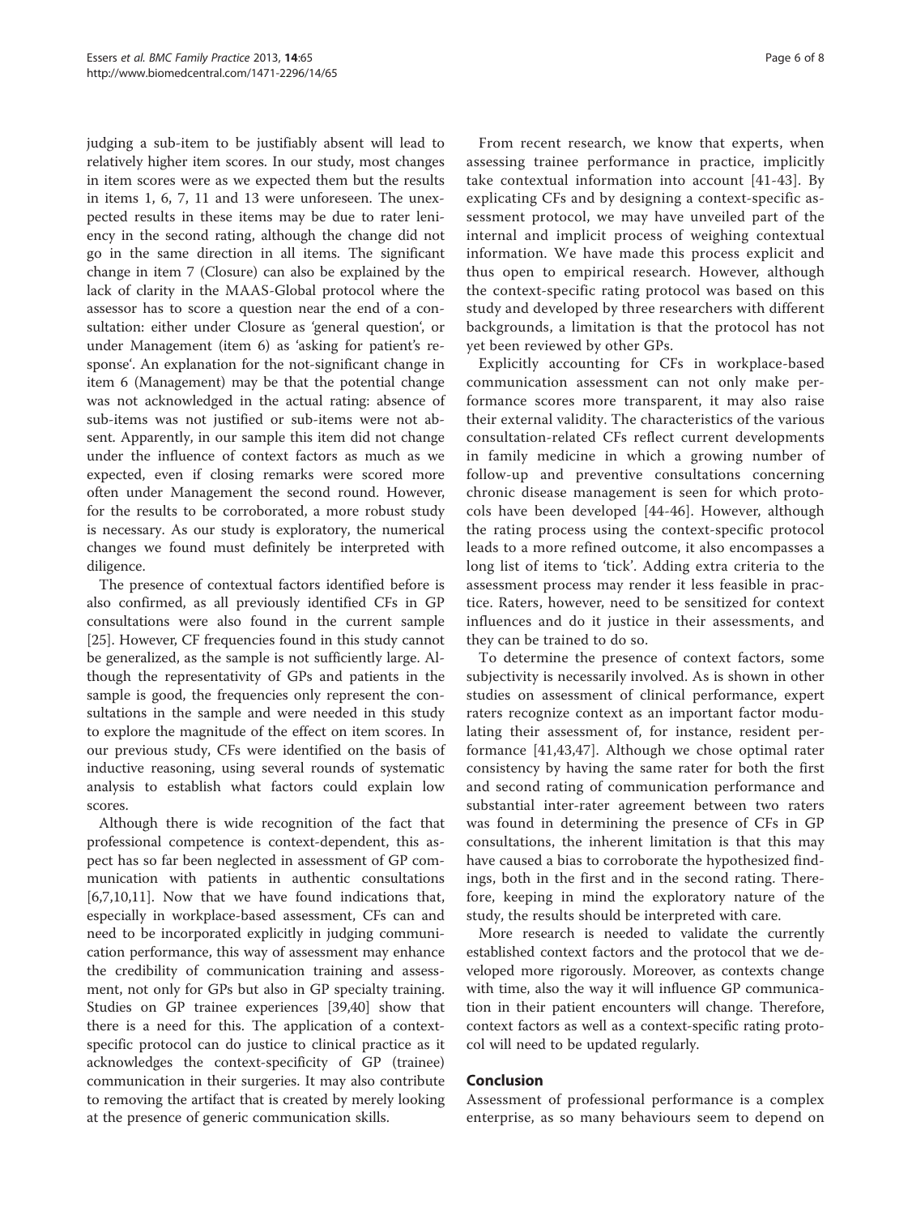judging a sub-item to be justifiably absent will lead to relatively higher item scores. In our study, most changes in item scores were as we expected them but the results in items 1, 6, 7, 11 and 13 were unforeseen. The unexpected results in these items may be due to rater leniency in the second rating, although the change did not go in the same direction in all items. The significant change in item 7 (Closure) can also be explained by the lack of clarity in the MAAS-Global protocol where the assessor has to score a question near the end of a consultation: either under Closure as 'general question', or under Management (item 6) as 'asking for patient's response'. An explanation for the not-significant change in item 6 (Management) may be that the potential change was not acknowledged in the actual rating: absence of sub-items was not justified or sub-items were not absent. Apparently, in our sample this item did not change under the influence of context factors as much as we expected, even if closing remarks were scored more often under Management the second round. However, for the results to be corroborated, a more robust study is necessary. As our study is exploratory, the numerical changes we found must definitely be interpreted with diligence.

The presence of contextual factors identified before is also confirmed, as all previously identified CFs in GP consultations were also found in the current sample [25]. However, CF frequencies found in this study cannot be generalized, as the sample is not sufficiently large. Although the representativity of GPs and patients in the sample is good, the frequencies only represent the consultations in the sample and were needed in this study to explore the magnitude of the effect on item scores. In our previous study, CFs were identified on the basis of inductive reasoning, using several rounds of systematic analysis to establish what factors could explain low scores.

Although there is wide recognition of the fact that professional competence is context-dependent, this aspect has so far been neglected in assessment of GP communication with patients in authentic consultations [6,7,10,11]. Now that we have found indications that, especially in workplace-based assessment, CFs can and need to be incorporated explicitly in judging communication performance, this way of assessment may enhance the credibility of communication training and assessment, not only for GPs but also in GP specialty training. Studies on GP trainee experiences [39,40] show that there is a need for this. The application of a context-specific protocol can do justice to clinical practice as it acknowledges the context-specificity of GP (trainee) communication in their surgeries. It may also contribute to removing the artifact that is created by merely looking at the presence of generic communication skills.

From recent research, we know that experts, when assessing trainee performance in practice, implicitly take contextual information into account [41-43]. By explicating CFs and by designing a context-specific assessment protocol, we may have unveiled part of the internal and implicit process of weighing contextual information. We have made this process explicit and thus open to empirical research. However, although the context-specific rating protocol was based on this study and developed by three researchers with different backgrounds, a limitation is that the protocol has not yet been reviewed by other GPs.

Explicitly accounting for CFs in workplace-based communication assessment can not only make performance scores more transparent, it may also raise their external validity. The characteristics of the various consultation-related CFs reflect current developments in family medicine in which a growing number of follow-up and preventive consultations concerning chronic disease management is seen for which protocols have been developed [44-46]. However, although the rating process using the context-specific protocol leads to a more refined outcome, it also encompasses a long list of items to 'tick'. Adding extra criteria to the assessment process may render it less feasible in practice. Raters, however, need to be sensitized for context influences and do it justice in their assessments, and they can be trained to do so.

To determine the presence of context factors, some subjectivity is necessarily involved. As is shown in other studies on assessment of clinical performance, expert raters recognize context as an important factor modulating their assessment of, for instance, resident performance [41,43,47]. Although we chose optimal rater consistency by having the same rater for both the first and second rating of communication performance and substantial inter-rater agreement between two raters was found in determining the presence of CFs in GP consultations, the inherent limitation is that this may have caused a bias to corroborate the hypothesized findings, both in the first and in the second rating. Therefore, keeping in mind the exploratory nature of the study, the results should be interpreted with care.

More research is needed to validate the currently established context factors and the protocol that we developed more rigorously. Moreover, as contexts change with time, also the way it will influence GP communication in their patient encounters will change. Therefore, context factors as well as a context-specific rating protocol will need to be updated regularly.

## Conclusion

Assessment of professional performance is a complex enterprise, as so many behaviours seem to depend on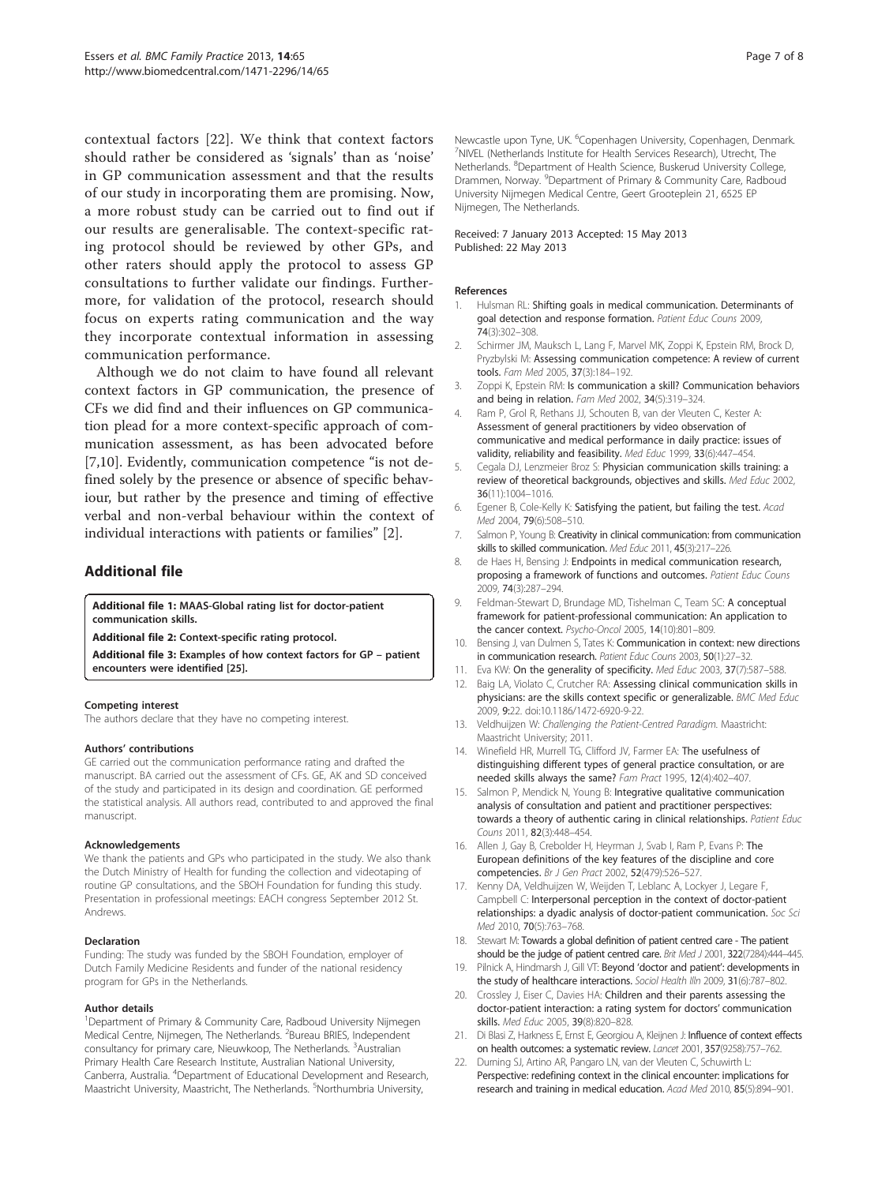contextual factors [22]. We think that context factors should rather be considered as 'signals' than as 'noise' in GP communication assessment and that the results of our study in incorporating them are promising. Now, a more robust study can be carried out to find out if our results are generalisable. The context-specific rating protocol should be reviewed by other GPs, and other raters should apply the protocol to assess GP consultations to further validate our findings. Furthermore, for validation of the protocol, research should focus on experts rating communication and the way they incorporate contextual information in assessing communication performance.

Although we do not claim to have found all relevant context factors in GP communication, the presence of CFs we did find and their influences on GP communication plead for a more context-specific approach of communication assessment, as has been advocated before [7,10]. Evidently, communication competence "is not defined solely by the presence or absence of specific behaviour, but rather by the presence and timing of effective verbal and non-verbal behaviour within the context of individual interactions with patients or families" [2].

## Additional file

**Additional file 1: MAAS-Global rating list for doctor-patient communication skills.**

**Additional file 2: Context-specific rating protocol.**

**Additional file 3: Examples of how context factors for GP – patient encounters were identified [25].**

#### Competing interest

The authors declare that they have no competing interest.

#### Authors' contributions

GE carried out the communication performance rating and drafted the manuscript. BA carried out the assessment of CFs. GE, AK and SD conceived of the study and participated in its design and coordination. GE performed the statistical analysis. All authors read, contributed to and approved the final manuscript.

#### Acknowledgements

We thank the patients and GPs who participated in the study. We also thank the Dutch Ministry of Health for funding the collection and videotaping of routine GP consultations, and the SBOH Foundation for funding this study. Presentation in professional meetings: EACH congress September 2012 St. Andrews.

#### Declaration

Funding: The study was funded by the SBOH Foundation, employer of Dutch Family Medicine Residents and funder of the national residency program for GPs in the Netherlands.

#### Author details

[1]Department of Primary & Community Care, Radboud University Nijmegen Medical Centre, Nijmegen, The Netherlands. [2]Bureau BRIES, Independent consultancy for primary care, Nieuwkoop, The Netherlands. [3]Australian Primary Health Care Research Institute, Australian National University, Canberra, Australia. [4]Department of Educational Development and Research, Maastricht University, Maastricht, The Netherlands. [5]Northumbria University, Newcastle upon Tyne, UK. [6]Copenhagen University, Copenhagen, Denmark. [7]NIVEL (Netherlands Institute for Health Services Research), Utrecht, The Netherlands. [8]Department of Health Science, Buskerud University College, Drammen, Norway. [9]Department of Primary & Community Care, Radboud University Nijmegen Medical Centre, Geert Grooteplein 21, 6525 EP Nijmegen, The Netherlands.

Received: 7 January 2013 Accepted: 15 May 2013
Published: 22 May 2013

#### References

1. Hulsman RL: **Shifting goals in medical communication. Determinants of goal detection and response formation.** *Patient Educ Couns* 2009, **74**(3):302–308.
2. Schirmer JM, Mauksch L, Lang F, Marvel MK, Zoppi K, Epstein RM, Brock D, Pryzbylski M: **Assessing communication competence: A review of current tools.** *Fam Med* 2005, **37**(3):184–192.
3. Zoppi K, Epstein RM: **Is communication a skill? Communication behaviors and being in relation.** *Fam Med* 2002, **34**(5):319–324.
4. Ram P, Grol R, Rethans JJ, Schouten B, van der Vleuten C, Kester A: **Assessment of general practitioners by video observation of communicative and medical performance in daily practice: issues of validity, reliability and feasibility.** *Med Educ* 1999, **33**(6):447–454.
5. Cegala DJ, Lenzmeier Broz S: **Physician communication skills training: a review of theoretical backgrounds, objectives and skills.** *Med Educ* 2002, **36**(11):1004–1016.
6. Egener B, Cole-Kelly K: **Satisfying the patient, but failing the test.** *Acad Med* 2004, **79**(6):508–510.
7. Salmon P, Young B: **Creativity in clinical communication: from communication skills to skilled communication.** *Med Educ* 2011, **45**(3):217–226.
8. de Haes H, Bensing J: **Endpoints in medical communication research, proposing a framework of functions and outcomes.** *Patient Educ Couns* 2009, **74**(3):287–294.
9. Feldman-Stewart D, Brundage MD, Tishelman C, Team SC: **A conceptual framework for patient-professional communication: An application to the cancer context.** *Psycho-Oncol* 2005, **14**(10):801–809.
10. Bensing J, van Dulmen S, Tates K: **Communication in context: new directions in communication research.** *Patient Educ Couns* 2003, **50**(1):27–32.
11. Eva KW: **On the generality of specificity.** *Med Educ* 2003, **37**(7):587–588.
12. Baig LA, Violato C, Crutcher RA: **Assessing clinical communication skills in physicians: are the skills context specific or generalizable.** *BMC Med Educ* 2009, **9**:22. doi:10.1186/1472-6920-9-22.
13. Veldhuijzen W: *Challenging the Patient-Centred Paradigm.* Maastricht: Maastricht University; 2011.
14. Winefield HR, Murrell TG, Clifford JV, Farmer EA: **The usefulness of distinguishing different types of general practice consultation, or are needed skills always the same?** *Fam Pract* 1995, **12**(4):402–407.
15. Salmon P, Mendick N, Young B: **Integrative qualitative communication analysis of consultation and patient and practitioner perspectives: towards a theory of authentic caring in clinical relationships.** *Patient Educ Couns* 2011, **82**(3):448–454.
16. Allen J, Gay B, Crebolder H, Heyrman J, Svab I, Ram P, Evans P: **The European definitions of the key features of the discipline and core competencies.** *Br J Gen Pract* 2002, **52**(479):526–527.
17. Kenny DA, Veldhuijzen W, Weijden T, Leblanc A, Lockyer J, Legare F, Campbell C: **Interpersonal perception in the context of doctor-patient relationships: a dyadic analysis of doctor-patient communication.** *Soc Sci Med* 2010, **70**(5):763–768.
18. Stewart M: **Towards a global definition of patient centred care - The patient should be the judge of patient centred care.** *Brit Med J* 2001, **322**(7284):444–445.
19. Pilnick A, Hindmarsh J, Gill VT: **Beyond 'doctor and patient': developments in the study of healthcare interactions.** *Sociol Health Illn* 2009, **31**(6):787–802.
20. Crossley J, Eiser C, Davies HA: **Children and their parents assessing the doctor-patient interaction: a rating system for doctors' communication skills.** *Med Educ* 2005, **39**(8):820–828.
21. Di Blasi Z, Harkness E, Ernst E, Georgiou A, Kleijnen J: **Influence of context effects on health outcomes: a systematic review.** *Lancet* 2001, **357**(9258):757–762.
22. Durning SJ, Artino AR, Pangaro LN, van der Vleuten C, Schuwirth L: **Perspective: redefining context in the clinical encounter: implications for research and training in medical education.** *Acad Med* 2010, **85**(5):894–901.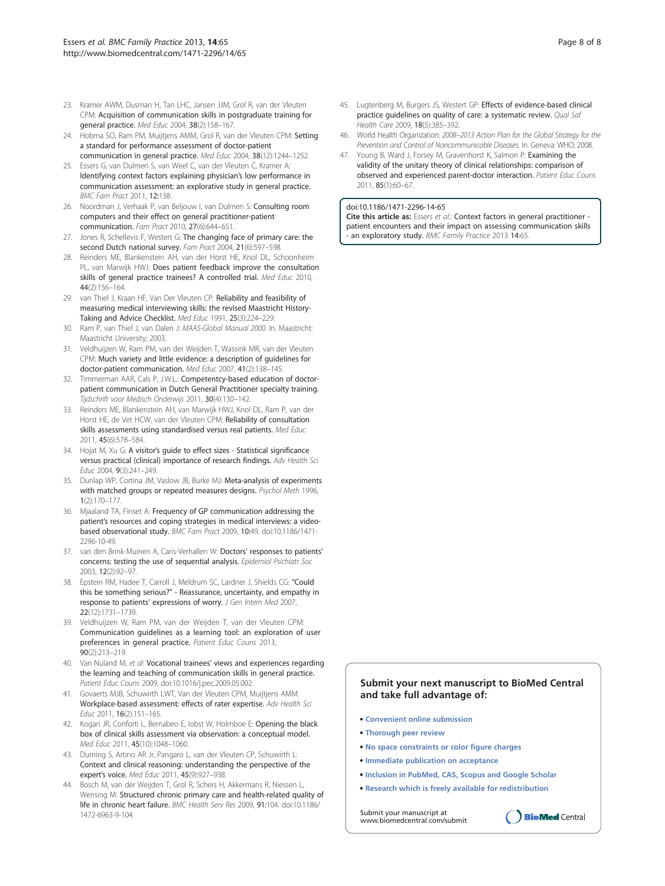23. Kramer AWM, Dusman H, Tan LHC, Jansen JJM, Grol R, van der Vleuten CPM: **Acquisition of communication skills in postgraduate training for general practice.** *Med Educ* 2004, **38**(2):158–167.
24. Hobma SO, Ram PM, Muijtjens AMM, Grol R, van der Vleuten CPM: **Setting a standard for performance assessment of doctor-patient communication in general practice.** *Med Educ* 2004, **38**(12):1244–1252.
25. Essers G, van Dulmen S, van Weel C, van der Vleuten C, Kramer A: **Identifying context factors explaining physician's low performance in communication assessment: an explorative study in general practice.** *BMC Fam Pract* 2011, **12**:138.
26. Noordman J, Verhaak P, van Beljouw I, van Dulmen S: **Consulting room computers and their effect on general practitioner-patient communication.** *Fam Pract* 2010, **27**(6):644–651.
27. Jones R, Schellevis F, Westert G: **The changing face of primary care: the second Dutch national survey.** *Fam Pract* 2004, **21**(6):597–598.
28. Reinders ME, Blankenstein AH, van der Horst HE, Knol DL, Schoonheim PL, van Marwijk HWJ: **Does patient feedback improve the consultation skills of general practice trainees? A controlled trial.** *Med Educ* 2010, **44**(2):156–164.
29. van Thiel J, Kraan HF, Van Der Vleuten CP: **Reliability and feasibility of measuring medical interviewing skills: the revised Maastricht History-Taking and Advice Checklist.** *Med Educ* 1991, **25**(3):224–229.
30. Ram P, van Thiel J, van Dalen J: *MAAS-Global Manual 2000*. In. Maastricht: Maastricht University; 2003.
31. Veldhuijzen W, Ram PM, van der Weijden T, Wassink MR, van der Vleuten CPM: **Much variety and little evidence: a description of guidelines for doctor-patient communication.** *Med Educ* 2007, **41**(2):138–145.
32. Timmerman AAR, Cals P, J.W.L.: **Competentcy-based education of doctor-patient communication in Dutch General Practitioner specialty training.** *Tijdschrift voor Medisch Onderwijs* 2011, **30**(4):130–142.
33. Reinders ME, Blankenstein AH, van Marwijk HWJ, Knol DL, Ram P, van der Horst HE, de Vet HCW, van der Vleuten CPM: **Reliability of consultation skills assessments using standardised versus real patients.** *Med Educ* 2011, **45**(6):578–584.
34. Hojat M, Xu G: **A visitor's guide to effect sizes - Statistical significance versus practical (clinical) importance of research findings.** *Adv Health Sci Educ* 2004, **9**(3):241–249.
35. Dunlap WP, Cortina JM, Vaslow JB, Burke MJ: **Meta-analysis of experiments with matched groups or repeated measures designs.** *Psychol Meth* 1996, **1**(2):170–177.
36. Mjaaland TA, Finset A: **Frequency of GP communication addressing the patient's resources and coping strategies in medical interviews: a video-based observational study.** *BMC Fam Pract* 2009, **10**:49. doi:10.1186/1471-2296-10-49.
37. van den Brink-Muinen A, Caris-Verhallen W: **Doctors' responses to patients' concerns: testing the use of sequential analysis.** *Epidemiol Psichiatr Soc* 2003, **12**(2):92–97.
38. Epstein RM, Hadee T, Carroll J, Meldrum SC, Lardner J, Shields CG: **"Could this be something serious?" - Reassurance, uncertainty, and empathy in response to patients' expressions of worry.** *J Gen Intern Med* 2007, **22**(12):1731–1739.
39. Veldhuijzen W, Ram PM, van der Weijden T, van der Vleuten CPM: **Communication guidelines as a learning tool: an exploration of user preferences in general practice.** *Patient Educ Couns* 2013, **90**(2):213–219.
40. Van Nuland M, *et al*: **Vocational trainees' views and experiences regarding the learning and teaching of communication skills in general practice.** *Patient Educ Couns* 2009, doi:10.1016/j.pec.2009.05.002.
41. Govaerts MJB, Schuwirth LWT, Van der Vleuten CPM, Muijtjens AMM: **Workplace-based assessment: effects of rater expertise.** *Adv Health Sci Educ* 2011, **16**(2):151–165.
42. Kogan JR, Conforti L, Bernabeo E, Iobst W, Holmboe E: **Opening the black box of clinical skills assessment via observation: a conceptual model.** *Med Educ* 2011, **45**(10):1048–1060.
43. Durning S, Artino AR Jr, Pangaro L, van der Vleuten CP, Schuwirth L: **Context and clinical reasoning: understanding the perspective of the expert's voice.** *Med Educ* 2011, **45**(9):927–938.
44. Bosch M, van der Weijden T, Grol R, Schers H, Akkermans R, Niessen L, Wensing M: **Structured chronic primary care and health-related quality of life in chronic heart failure.** *BMC Health Serv Res* 2009, **91**:104. doi:10.1186/1472-6963-9-104.
45. Lugtenberg M, Burgers JS, Westert GP: **Effects of evidence-based clinical practice guidelines on quality of care: a systematic review.** *Qual Saf Health Care* 2009, **18**(5):385–392.
46. World Health Organization: *2008–2013 Action Plan for the Global Strategy for the Prevention and Control of Noncommunicable Diseases*. In. Geneva: WHO; 2008.
47. Young B, Ward J, Forsey M, Gravenhorst K, Salmon P: **Examining the validity of the unitary theory of clinical relationships: comparison of observed and experienced parent-doctor interaction.** *Patient Educ Couns* 2011, **85**(1):60–67.

doi:10.1186/1471-2296-14-65

**Cite this article as:** Essers *et al.*: Context factors in general practitioner - patient encounters and their impact on assessing communication skills - an exploratory study. *BMC Family Practice* 2013 **14**:65.